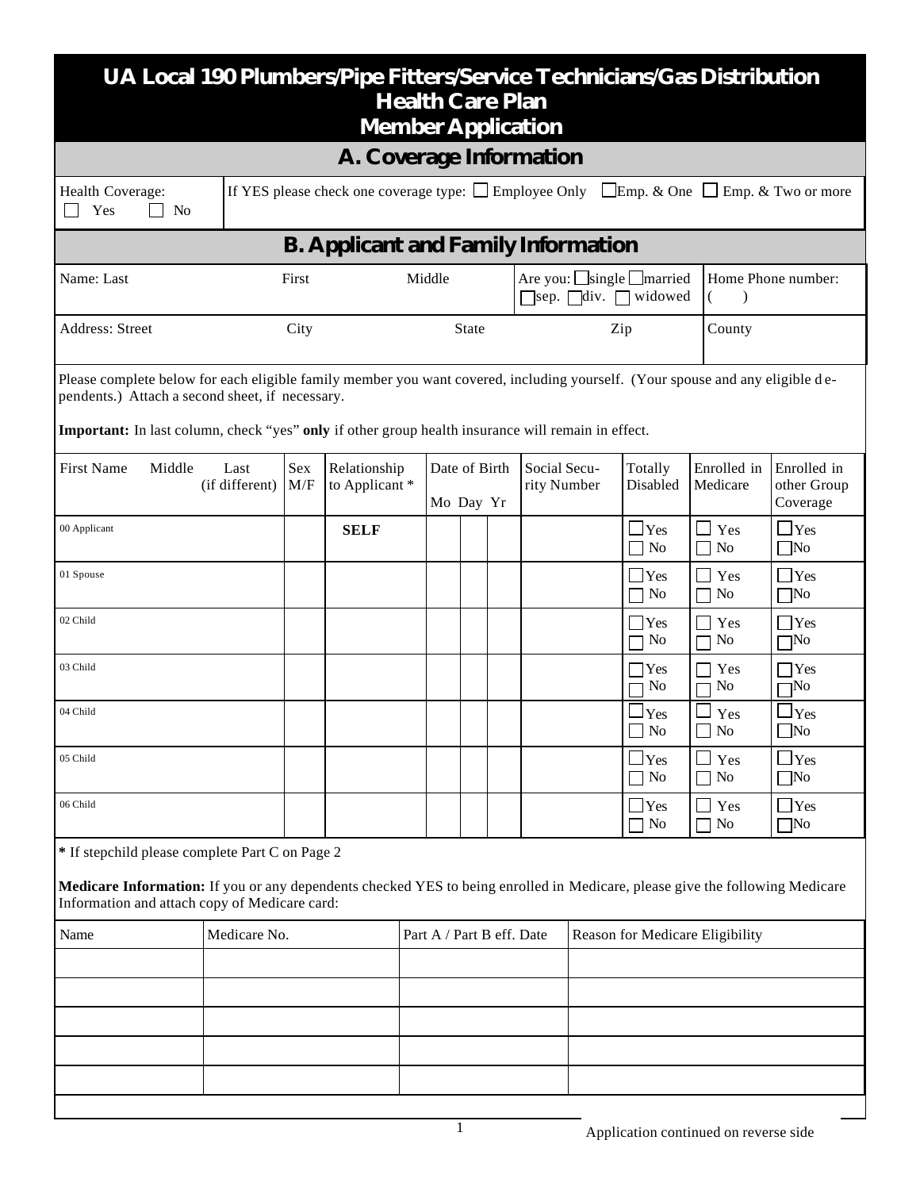# UA Local 190 Plumbers/Pipe Fitters/Service Technicians/Gas Distribution Health Care Plan Member Application

## A. Coverage Information

| Health Coverage: ☐ Yes ☐ No | If YES please check one coverage type: ☐ Employee Only ☐ Emp. & One ☐ Emp. & Two or more |
|---|---|

## B. Applicant and Family Information

| Name: Last | First | Middle | Are you: ☐ single ☐ married ☐ sep. ☐ div. ☐ widowed | Home Phone number: ( ) |
|---|---|---|---|---|
| Address: Street | City | State | Zip | County |

Please complete below for each eligible family member you want covered, including yourself. (Your spouse and any eligible dependents.) Attach a second sheet, if necessary.

**Important:** In last column, check "yes" **only** if other group health insurance will remain in effect.

| First Name Middle Last (if different) | Sex M/F | Relationship to Applicant * | Date of Birth Mo | Day | Yr | Social Security Number | Totally Disabled | Enrolled in Medicare | Enrolled in other Group Coverage |
|---|---|---|---|---|---|---|---|---|---|
| 00 Applicant | | **SELF** | | | | | ☐ Yes ☐ No | ☐ Yes ☐ No | ☐ Yes ☐ No |
| 01 Spouse | | | | | | | ☐ Yes ☐ No | ☐ Yes ☐ No | ☐ Yes ☐ No |
| 02 Child | | | | | | | ☐ Yes ☐ No | ☐ Yes ☐ No | ☐ Yes ☐ No |
| 03 Child | | | | | | | ☐ Yes ☐ No | ☐ Yes ☐ No | ☐ Yes ☐ No |
| 04 Child | | | | | | | ☐ Yes ☐ No | ☐ Yes ☐ No | ☐ Yes ☐ No |
| 05 Child | | | | | | | ☐ Yes ☐ No | ☐ Yes ☐ No | ☐ Yes ☐ No |
| 06 Child | | | | | | | ☐ Yes ☐ No | ☐ Yes ☐ No | ☐ Yes ☐ No |

**\*** If stepchild please complete Part C on Page 2

**Medicare Information:** If you or any dependents checked YES to being enrolled in Medicare, please give the following Medicare Information and attach copy of Medicare card:

| Name | Medicare No. | Part A / Part B eff. Date | Reason for Medicare Eligibility |
|---|---|---|---|
| | | | |
| | | | |
| | | | |
| | | | |
| | | | |

Application continued on reverse side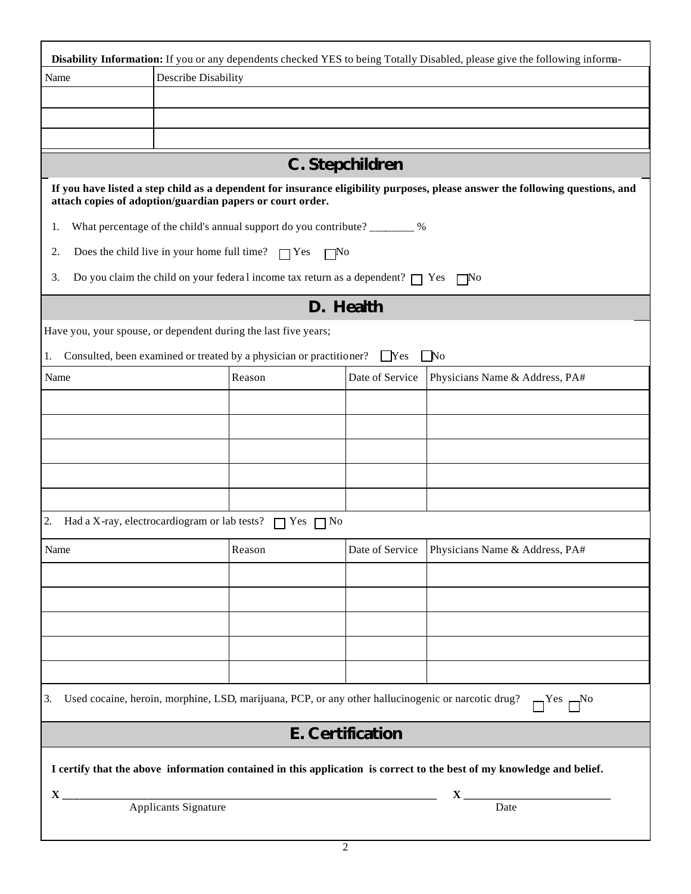**Disability Information:** If you or any dependents checked YES to being Totally Disabled, please give the following information-

| Name | Describe Disability |
| --- | --- |
| | |
| | |
| | |

## C. Stepchildren

**If you have listed a step child as a dependent for insurance eligibility purposes, please answer the following questions, and attach copies of adoption/guardian papers or court order.**

1. What percentage of the child's annual support do you contribute? ________ %
2. Does the child live in your home full time? ☐ Yes ☐ No
3. Do you claim the child on your federal income tax return as a dependent? ☐ Yes ☐ No

## D. Health

Have you, your spouse, or dependent during the last five years;

1. Consulted, been examined or treated by a physician or practitioner? ☐ Yes ☐ No

| Name | Reason | Date of Service | Physicians Name & Address, PA# |
| --- | --- | --- | --- |
| | | | |
| | | | |
| | | | |
| | | | |
| | | | |

2. Had a X-ray, electrocardiogram or lab tests? ☐ Yes ☐ No

| Name | Reason | Date of Service | Physicians Name & Address, PA# |
| --- | --- | --- | --- |
| | | | |
| | | | |
| | | | |
| | | | |
| | | | |

3. Used cocaine, heroin, morphine, LSD, marijuana, PCP, or any other hallucinogenic or narcotic drug? ☐ Yes ☐ No

## E. Certification

**I certify that the above information contained in this application is correct to the best of my knowledge and belief.**

X ____________________________________________ X ______________________

Applicants Signature Date